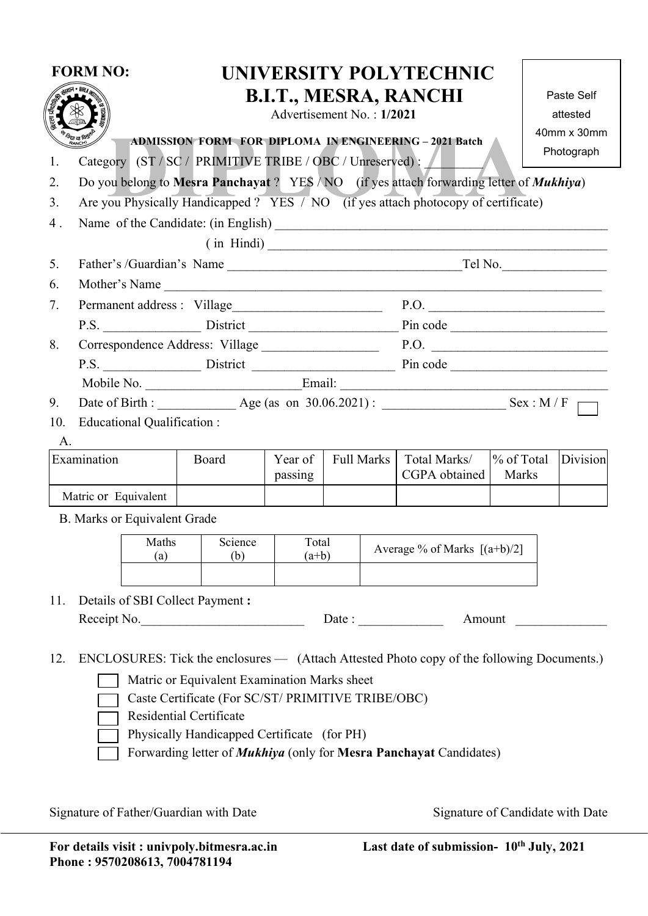**FORM NO:**

# UNIVERSITY POLYTECHNIC
# B.I.T., MESRA, RANCHI

Advertisement No. : **1/2021**

Paste Self attested 40mm x 30mm Photograph

**ADMISSION FORM FOR DIPLOMA IN ENGINEERING – 2021 Batch**

DIPLOMA

1. Category (ST / SC / PRIMITIVE TRIBE / OBC / Unreserved) : _________
2. Do you belong to **Mesra Panchayat** ? YES / NO (if yes attach forwarding letter of ***Mukhiya***)
3. Are you Physically Handicapped ? YES / NO (if yes attach photocopy of certificate)
4. Name of the Candidate: (in English) ____________________________________________________
   ( in Hindi) ____________________________________________________
5. Father's /Guardian's Name ___________________________________Tel No.________________
6. Mother's Name ______________________________________________________________________
7. Permanent address : Village_______________________ P.O. ___________________________
   P.S. _______________ District ______________________ Pin code ________________________
8. Correspondence Address: Village __________________ P.O. ___________________________
   P.S. _______________ District ______________________ Pin code ________________________
   Mobile No. ________________________Email: __________________________________________
9. Date of Birth : ____________ Age (as on 30.06.2021) : ___________________ Sex : M / F ☐
10. Educational Qualification :

A.

| Examination | Board | Year of passing | Full Marks | Total Marks/ CGPA obtained | % of Total Marks | Division |
|---|---|---|---|---|---|---|
| Matric or Equivalent | | | | | | |

B. Marks or Equivalent Grade

| Maths (a) | Science (b) | Total (a+b) | Average % of Marks [(a+b)/2] |
|---|---|---|---|
| | | | |

11. Details of SBI Collect Payment **:**
    Receipt No.__________________________ Date : _____________ Amount ______________

12. ENCLOSURES: Tick the enclosures — (Attach Attested Photo copy of the following Documents.)

- ☐ Matric or Equivalent Examination Marks sheet
- ☐ Caste Certificate (For SC/ST/ PRIMITIVE TRIBE/OBC)
- ☐ Residential Certificate
- ☐ Physically Handicapped Certificate (for PH)
- ☐ Forwarding letter of ***Mukhiya*** (only for **Mesra Panchayat** Candidates)

Signature of Father/Guardian with Date

Signature of Candidate with Date

**For details visit : univpoly.bitmesra.ac.in**
**Phone : 9570208613, 7004781194**

**Last date of submission- 10th July, 2021**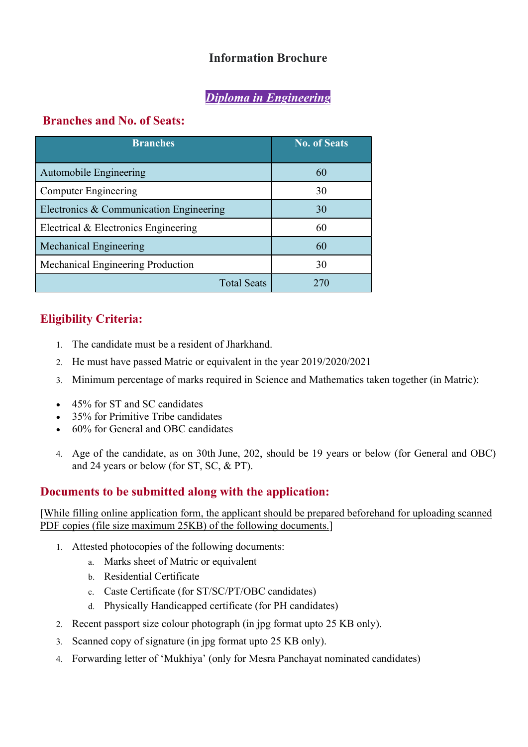## Information Brochure

***Diploma in Engineering***

## Branches and No. of Seats:

| Branches | No. of Seats |
|---|---|
| Automobile Engineering | 60 |
| Computer Engineering | 30 |
| Electronics & Communication Engineering | 30 |
| Electrical & Electronics Engineering | 60 |
| Mechanical Engineering | 60 |
| Mechanical Engineering Production | 30 |
| Total Seats | 270 |

## Eligibility Criteria:

1. The candidate must be a resident of Jharkhand.
2. He must have passed Matric or equivalent in the year 2019/2020/2021
3. Minimum percentage of marks required in Science and Mathematics taken together (in Matric):

- 45% for ST and SC candidates
- 35% for Primitive Tribe candidates
- 60% for General and OBC candidates

4. Age of the candidate, as on 30th June, 202, should be 19 years or below (for General and OBC) and 24 years or below (for ST, SC, & PT).

## Documents to be submitted along with the application:

[While filling online application form, the applicant should be prepared beforehand for uploading scanned PDF copies (file size maximum 25KB) of the following documents.]

1. Attested photocopies of the following documents:
   a. Marks sheet of Matric or equivalent
   b. Residential Certificate
   c. Caste Certificate (for ST/SC/PT/OBC candidates)
   d. Physically Handicapped certificate (for PH candidates)
2. Recent passport size colour photograph (in jpg format upto 25 KB only).
3. Scanned copy of signature (in jpg format upto 25 KB only).
4. Forwarding letter of 'Mukhiya' (only for Mesra Panchayat nominated candidates)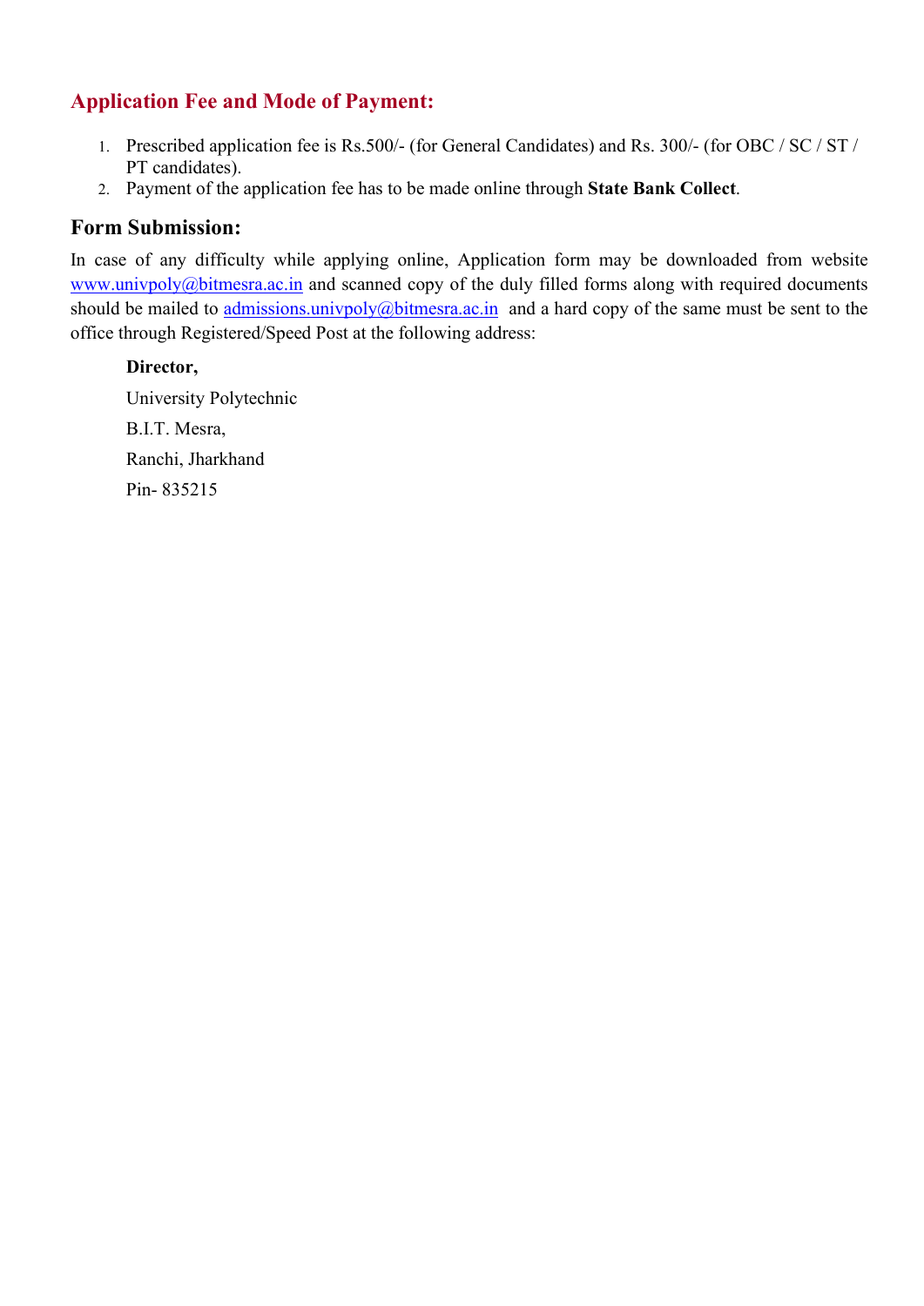## Application Fee and Mode of Payment:

1. Prescribed application fee is Rs.500/- (for General Candidates) and Rs. 300/- (for OBC / SC / ST / PT candidates).
2. Payment of the application fee has to be made online through **State Bank Collect**.

## Form Submission:

In case of any difficulty while applying online, Application form may be downloaded from website www.univpoly@bitmesra.ac.in and scanned copy of the duly filled forms along with required documents should be mailed to admissions.univpoly@bitmesra.ac.in and a hard copy of the same must be sent to the office through Registered/Speed Post at the following address:

**Director,**

University Polytechnic

B.I.T. Mesra,

Ranchi, Jharkhand

Pin- 835215